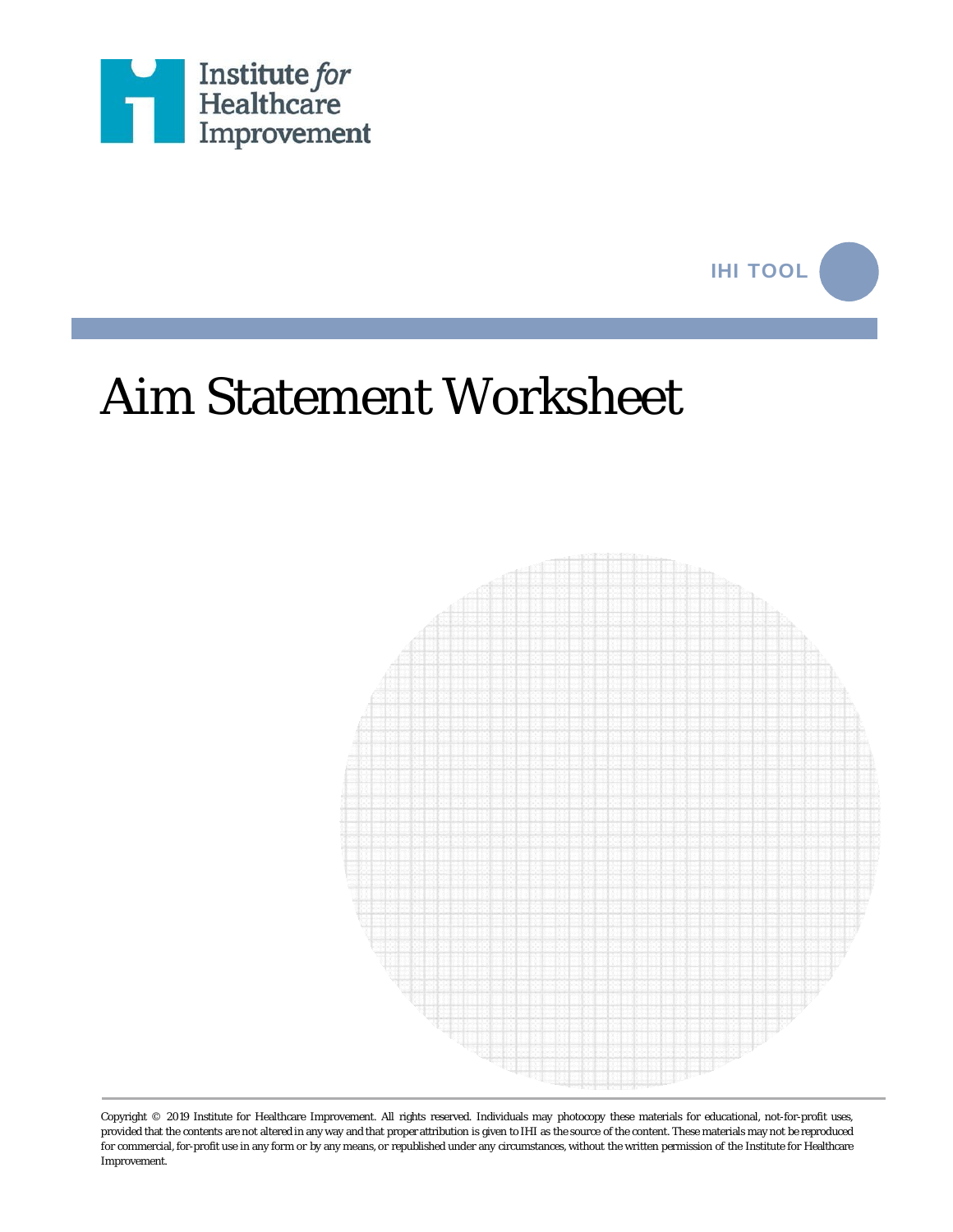Institute *for* Healthcare Improvement

IHI TOOL

# Aim Statement Worksheet

Copyright © 2019 Institute for Healthcare Improvement. All rights reserved. Individuals may photocopy these materials for educational, not-for-profit uses, provided that the contents are not altered in any way and that proper attribution is given to IHI as the source of the content. These materials may not be reproduced for commercial, for-profit use in any form or by any means, or republished under any circumstances, without the written permission of the Institute for Healthcare Improvement.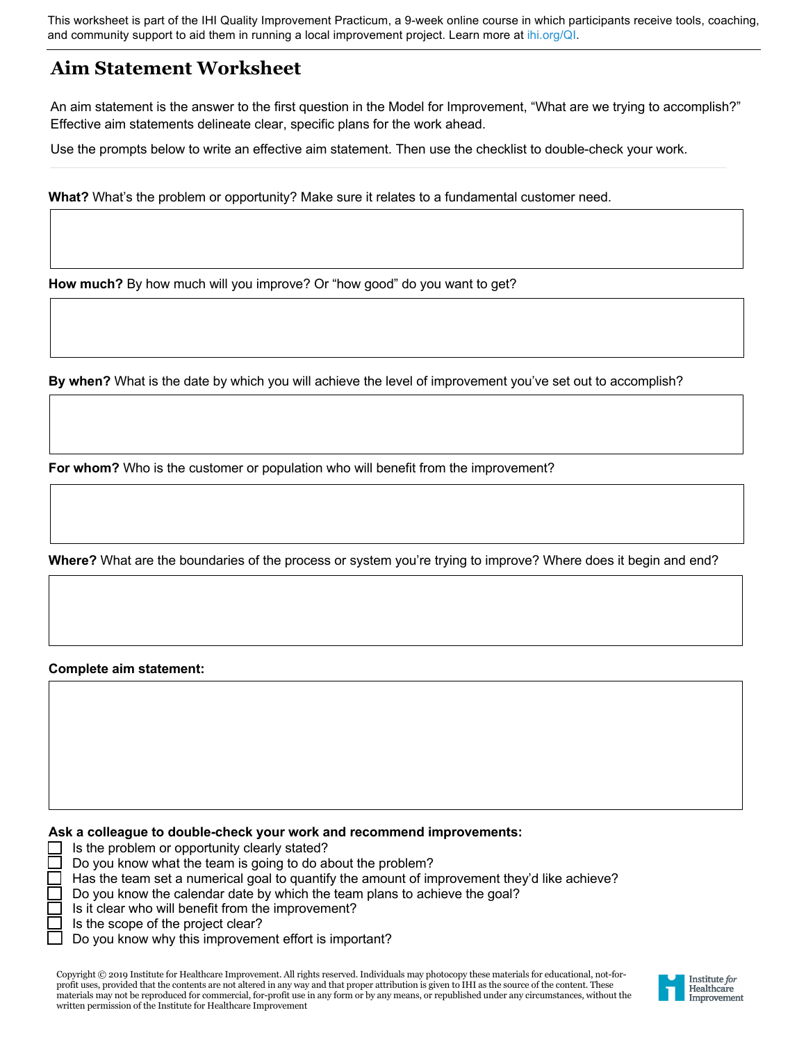This worksheet is part of the IHI Quality Improvement Practicum, a 9-week online course in which participants receive tools, coaching, and community support to aid them in running a local improvement project. Learn more at ihi.org/QI.

# Aim Statement Worksheet

An aim statement is the answer to the first question in the Model for Improvement, "What are we trying to accomplish?" Effective aim statements delineate clear, specific plans for the work ahead.

Use the prompts below to write an effective aim statement. Then use the checklist to double-check your work.

**What?** What's the problem or opportunity? Make sure it relates to a fundamental customer need.

**How much?** By how much will you improve? Or "how good" do you want to get?

**By when?** What is the date by which you will achieve the level of improvement you've set out to accomplish?

**For whom?** Who is the customer or population who will benefit from the improvement?

**Where?** What are the boundaries of the process or system you're trying to improve? Where does it begin and end?

**Complete aim statement:**

**Ask a colleague to double-check your work and recommend improvements:**

- ☐ Is the problem or opportunity clearly stated?
- ☐ Do you know what the team is going to do about the problem?
- ☐ Has the team set a numerical goal to quantify the amount of improvement they'd like achieve?
- ☐ Do you know the calendar date by which the team plans to achieve the goal?
- ☐ Is it clear who will benefit from the improvement?
- ☐ Is the scope of the project clear?
- ☐ Do you know why this improvement effort is important?

Copyright © 2019 Institute for Healthcare Improvement. All rights reserved. Individuals may photocopy these materials for educational, not-for-profit uses, provided that the contents are not altered in any way and that proper attribution is given to IHI as the source of the content. These materials may not be reproduced for commercial, for-profit use in any form or by any means, or republished under any circumstances, without the written permission of the Institute for Healthcare Improvement

Institute *for* Healthcare Improvement